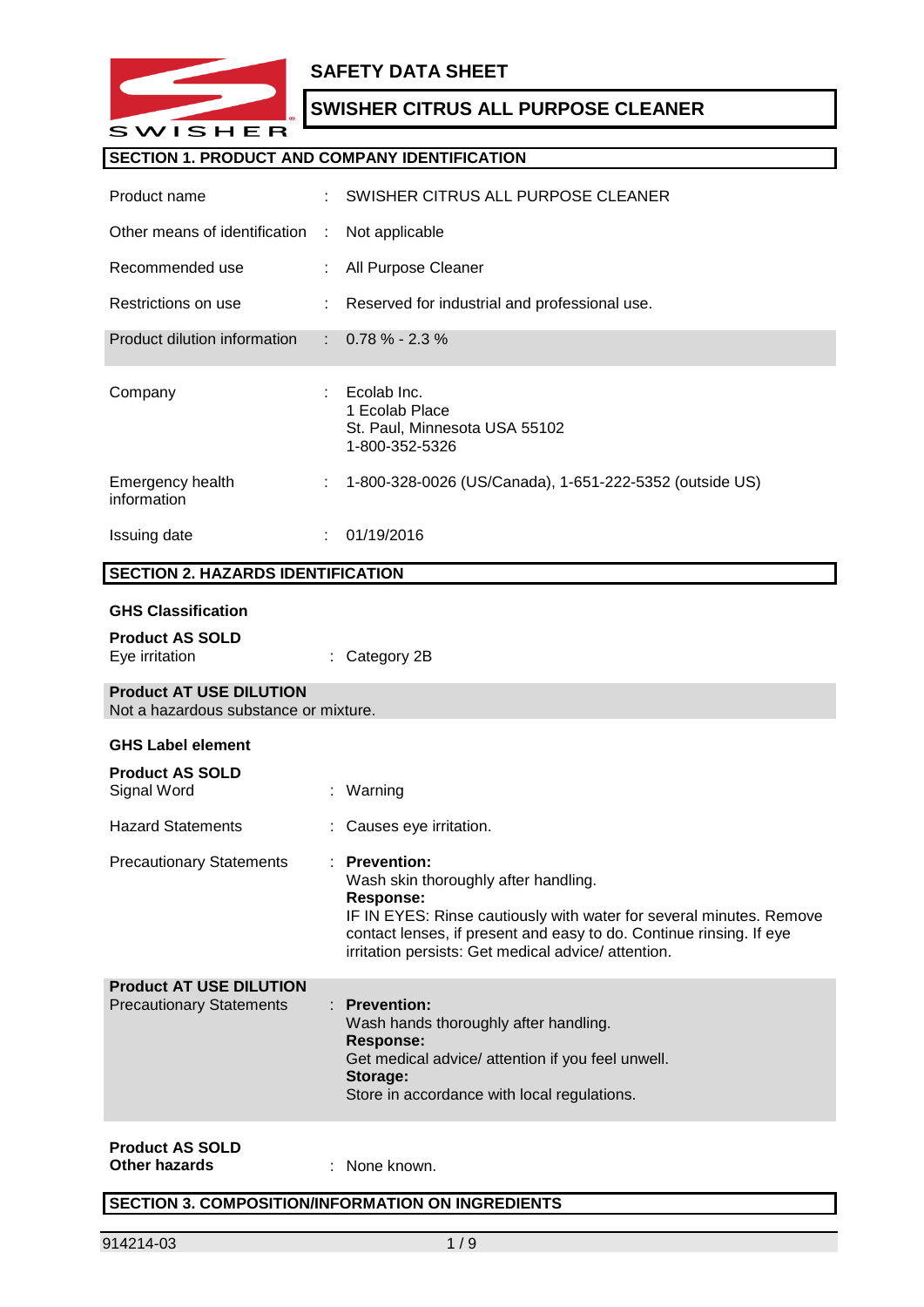# SAFETY DATA SHEET

## SWISHER CITRUS ALL PURPOSE CLEANER

### SECTION 1. PRODUCT AND COMPANY IDENTIFICATION

| | | |
|---|---|---|
| Product name | : | SWISHER CITRUS ALL PURPOSE CLEANER |
| Other means of identification | : | Not applicable |
| Recommended use | : | All Purpose Cleaner |
| Restrictions on use | : | Reserved for industrial and professional use. |
| Product dilution information | : | 0.78 % - 2.3 % |
| Company | : | Ecolab Inc.<br>1 Ecolab Place<br>St. Paul, Minnesota USA 55102<br>1-800-352-5326 |
| Emergency health information | : | 1-800-328-0026 (US/Canada), 1-651-222-5352 (outside US) |
| Issuing date | : | 01/19/2016 |

### SECTION 2. HAZARDS IDENTIFICATION

**GHS Classification**

**Product AS SOLD**

Eye irritation : Category 2B

**Product AT USE DILUTION**

Not a hazardous substance or mixture.

**GHS Label element**

**Product AS SOLD**

Signal Word : Warning

Hazard Statements : Causes eye irritation.

Precautionary Statements :

**Prevention:**
Wash skin thoroughly after handling.
**Response:**
IF IN EYES: Rinse cautiously with water for several minutes. Remove contact lenses, if present and easy to do. Continue rinsing. If eye irritation persists: Get medical advice/ attention.

**Product AT USE DILUTION**

Precautionary Statements :

**Prevention:**
Wash hands thoroughly after handling.
**Response:**
Get medical advice/ attention if you feel unwell.
**Storage:**
Store in accordance with local regulations.

**Product AS SOLD**

**Other hazards** : None known.

### SECTION 3. COMPOSITION/INFORMATION ON INGREDIENTS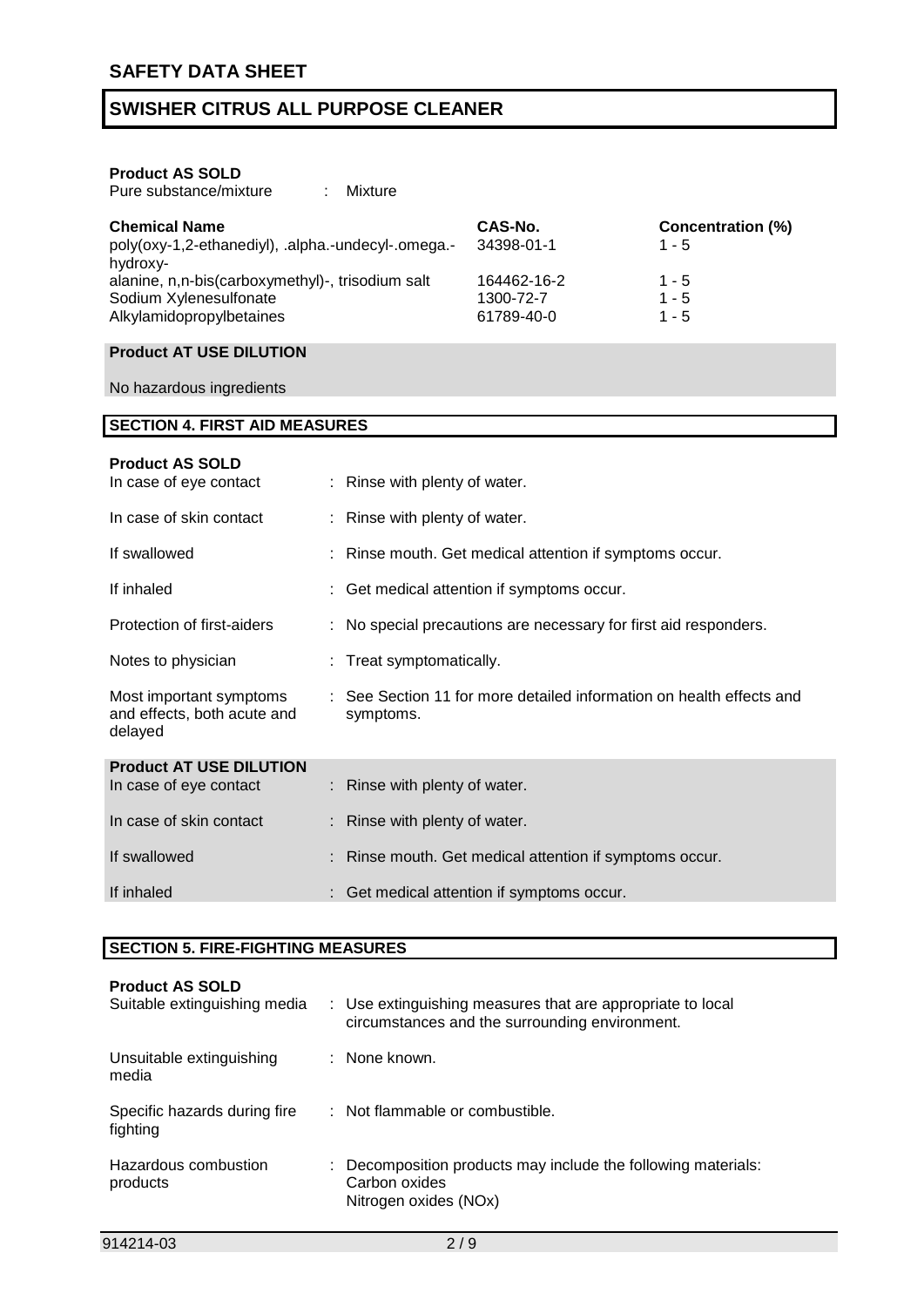**Product AS SOLD**

Pure substance/mixture : Mixture

| Chemical Name | CAS-No. | Concentration (%) |
| --- | --- | --- |
| poly(oxy-1,2-ethanediyl), .alpha.-undecyl-.omega.-hydroxy- | 34398-01-1 | 1 - 5 |
| alanine, n,n-bis(carboxymethyl)-, trisodium salt | 164462-16-2 | 1 - 5 |
| Sodium Xylenesulfonate | 1300-72-7 | 1 - 5 |
| Alkylamidopropylbetaines | 61789-40-0 | 1 - 5 |

**Product AT USE DILUTION**

No hazardous ingredients

## SECTION 4. FIRST AID MEASURES

**Product AS SOLD**

| | |
| --- | --- |
| In case of eye contact | : Rinse with plenty of water. |
| In case of skin contact | : Rinse with plenty of water. |
| If swallowed | : Rinse mouth. Get medical attention if symptoms occur. |
| If inhaled | : Get medical attention if symptoms occur. |
| Protection of first-aiders | : No special precautions are necessary for first aid responders. |
| Notes to physician | : Treat symptomatically. |
| Most important symptoms and effects, both acute and delayed | : See Section 11 for more detailed information on health effects and symptoms. |

**Product AT USE DILUTION**

| | |
| --- | --- |
| In case of eye contact | : Rinse with plenty of water. |
| In case of skin contact | : Rinse with plenty of water. |
| If swallowed | : Rinse mouth. Get medical attention if symptoms occur. |
| If inhaled | : Get medical attention if symptoms occur. |

## SECTION 5. FIRE-FIGHTING MEASURES

**Product AS SOLD**

| | |
| --- | --- |
| Suitable extinguishing media | : Use extinguishing measures that are appropriate to local circumstances and the surrounding environment. |
| Unsuitable extinguishing media | : None known. |
| Specific hazards during fire fighting | : Not flammable or combustible. |
| Hazardous combustion products | : Decomposition products may include the following materials: Carbon oxides Nitrogen oxides (NOx) |

914214-03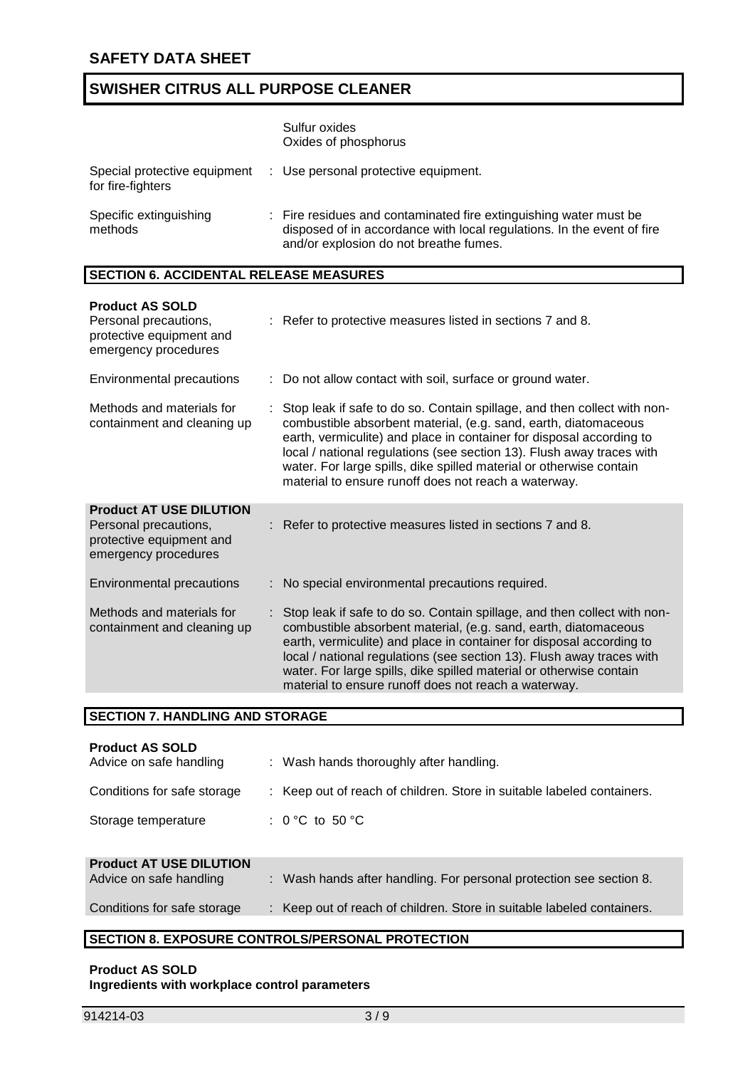Sulfur oxides
Oxides of phosphorus

| | |
|---|---|
| Special protective equipment for fire-fighters | : Use personal protective equipment. |
| Specific extinguishing methods | : Fire residues and contaminated fire extinguishing water must be disposed of in accordance with local regulations. In the event of fire and/or explosion do not breathe fumes. |

## SECTION 6. ACCIDENTAL RELEASE MEASURES

**Product AS SOLD**

| | |
|---|---|
| Personal precautions, protective equipment and emergency procedures | : Refer to protective measures listed in sections 7 and 8. |
| Environmental precautions | : Do not allow contact with soil, surface or ground water. |
| Methods and materials for containment and cleaning up | : Stop leak if safe to do so. Contain spillage, and then collect with non-combustible absorbent material, (e.g. sand, earth, diatomaceous earth, vermiculite) and place in container for disposal according to local / national regulations (see section 13). Flush away traces with water. For large spills, dike spilled material or otherwise contain material to ensure runoff does not reach a waterway. |

**Product AT USE DILUTION**

| | |
|---|---|
| Personal precautions, protective equipment and emergency procedures | : Refer to protective measures listed in sections 7 and 8. |
| Environmental precautions | : No special environmental precautions required. |
| Methods and materials for containment and cleaning up | : Stop leak if safe to do so. Contain spillage, and then collect with non-combustible absorbent material, (e.g. sand, earth, diatomaceous earth, vermiculite) and place in container for disposal according to local / national regulations (see section 13). Flush away traces with water. For large spills, dike spilled material or otherwise contain material to ensure runoff does not reach a waterway. |

## SECTION 7. HANDLING AND STORAGE

**Product AS SOLD**

| | |
|---|---|
| Advice on safe handling | : Wash hands thoroughly after handling. |
| Conditions for safe storage | : Keep out of reach of children. Store in suitable labeled containers. |
| Storage temperature | : 0 °C to 50 °C |

**Product AT USE DILUTION**

| | |
|---|---|
| Advice on safe handling | : Wash hands after handling. For personal protection see section 8. |
| Conditions for safe storage | : Keep out of reach of children. Store in suitable labeled containers. |

## SECTION 8. EXPOSURE CONTROLS/PERSONAL PROTECTION

**Product AS SOLD**
**Ingredients with workplace control parameters**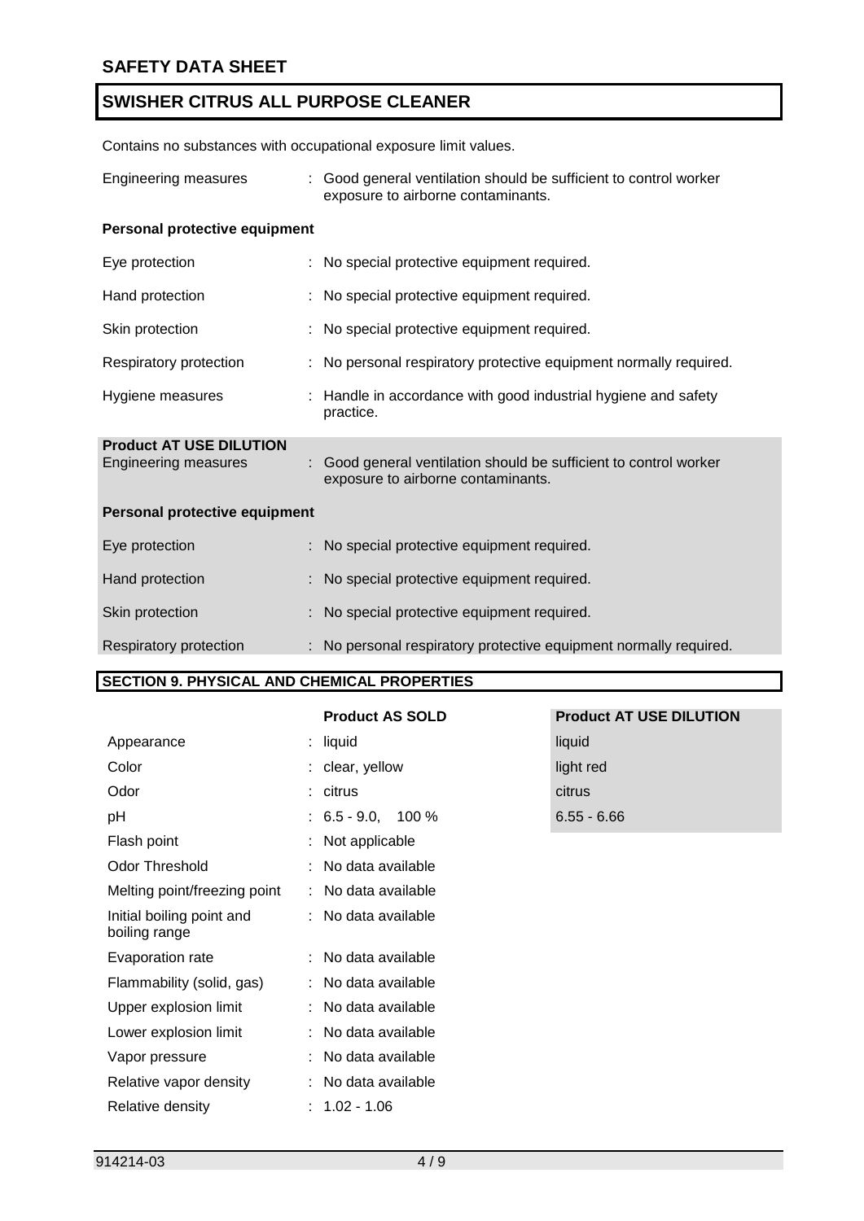Contains no substances with occupational exposure limit values.

| | |
|---|---|
| Engineering measures | : Good general ventilation should be sufficient to control worker exposure to airborne contaminants. |

**Personal protective equipment**

| | |
|---|---|
| Eye protection | : No special protective equipment required. |
| Hand protection | : No special protective equipment required. |
| Skin protection | : No special protective equipment required. |
| Respiratory protection | : No personal respiratory protective equipment normally required. |
| Hygiene measures | : Handle in accordance with good industrial hygiene and safety practice. |

**Product AT USE DILUTION**

| | |
|---|---|
| Engineering measures | : Good general ventilation should be sufficient to control worker exposure to airborne contaminants. |

**Personal protective equipment**

| | |
|---|---|
| Eye protection | : No special protective equipment required. |
| Hand protection | : No special protective equipment required. |
| Skin protection | : No special protective equipment required. |
| Respiratory protection | : No personal respiratory protective equipment normally required. |

## SECTION 9. PHYSICAL AND CHEMICAL PROPERTIES

| | Product AS SOLD | Product AT USE DILUTION |
|---|---|---|
| Appearance | : liquid | liquid |
| Color | : clear, yellow | light red |
| Odor | : citrus | citrus |
| pH | : 6.5 - 9.0, 100 % | 6.55 - 6.66 |
| Flash point | : Not applicable | |
| Odor Threshold | : No data available | |
| Melting point/freezing point | : No data available | |
| Initial boiling point and boiling range | : No data available | |
| Evaporation rate | : No data available | |
| Flammability (solid, gas) | : No data available | |
| Upper explosion limit | : No data available | |
| Lower explosion limit | : No data available | |
| Vapor pressure | : No data available | |
| Relative vapor density | : No data available | |
| Relative density | : 1.02 - 1.06 | |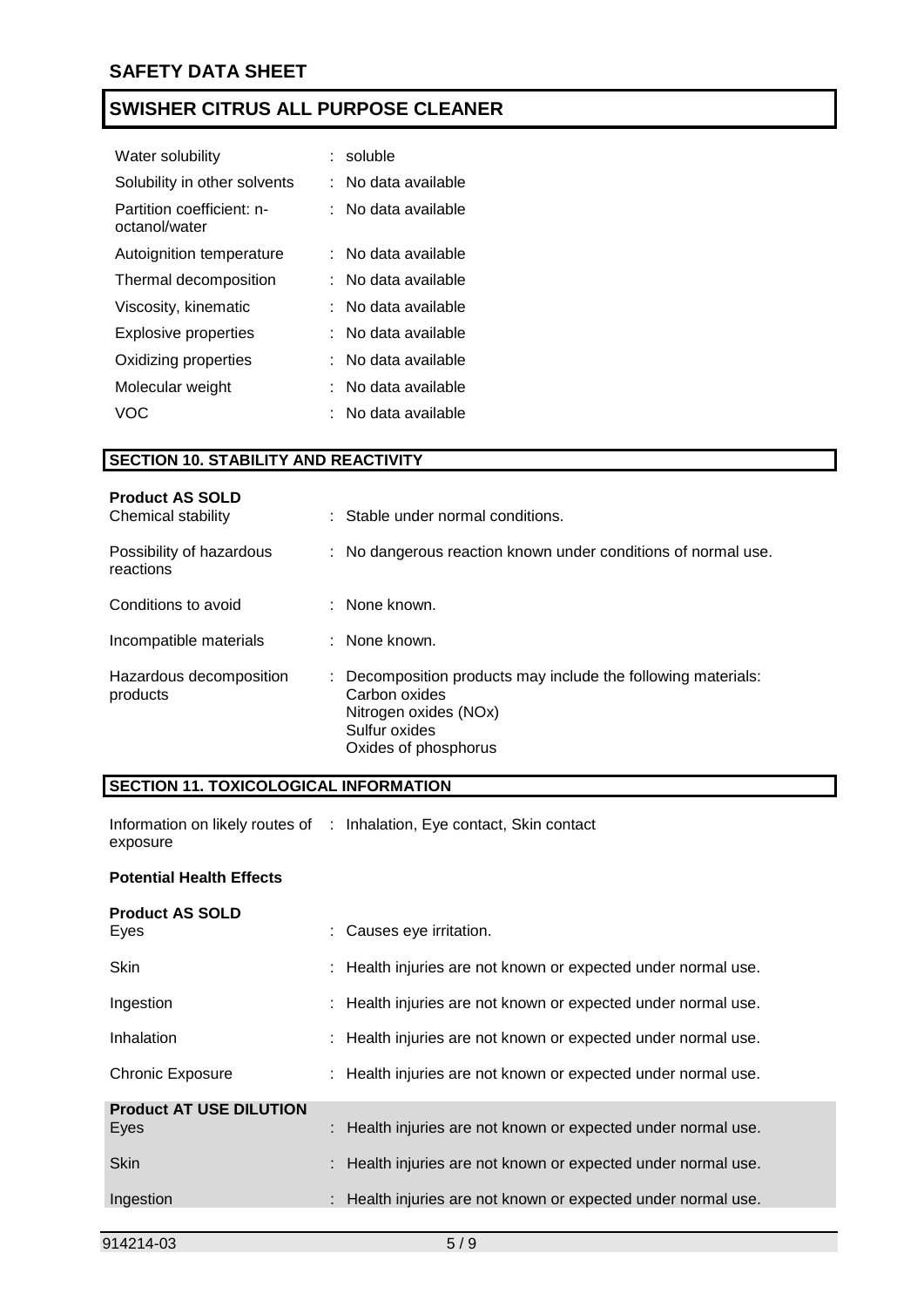| | | |
|---|---|---|
| Water solubility | : | soluble |
| Solubility in other solvents | : | No data available |
| Partition coefficient: n-octanol/water | : | No data available |
| Autoignition temperature | : | No data available |
| Thermal decomposition | : | No data available |
| Viscosity, kinematic | : | No data available |
| Explosive properties | : | No data available |
| Oxidizing properties | : | No data available |
| Molecular weight | : | No data available |
| VOC | : | No data available |

## SECTION 10. STABILITY AND REACTIVITY

**Product AS SOLD**

| | | |
|---|---|---|
| Chemical stability | : | Stable under normal conditions. |
| Possibility of hazardous reactions | : | No dangerous reaction known under conditions of normal use. |
| Conditions to avoid | : | None known. |
| Incompatible materials | : | None known. |
| Hazardous decomposition products | : | Decomposition products may include the following materials:<br>Carbon oxides<br>Nitrogen oxides (NOx)<br>Sulfur oxides<br>Oxides of phosphorus |

## SECTION 11. TOXICOLOGICAL INFORMATION

| | | |
|---|---|---|
| Information on likely routes of exposure | : | Inhalation, Eye contact, Skin contact |

**Potential Health Effects**

**Product AS SOLD**

| | | |
|---|---|---|
| Eyes | : | Causes eye irritation. |
| Skin | : | Health injuries are not known or expected under normal use. |
| Ingestion | : | Health injuries are not known or expected under normal use. |
| Inhalation | : | Health injuries are not known or expected under normal use. |
| Chronic Exposure | : | Health injuries are not known or expected under normal use. |

**Product AT USE DILUTION**

| | | |
|---|---|---|
| Eyes | : | Health injuries are not known or expected under normal use. |
| Skin | : | Health injuries are not known or expected under normal use. |
| Ingestion | : | Health injuries are not known or expected under normal use. |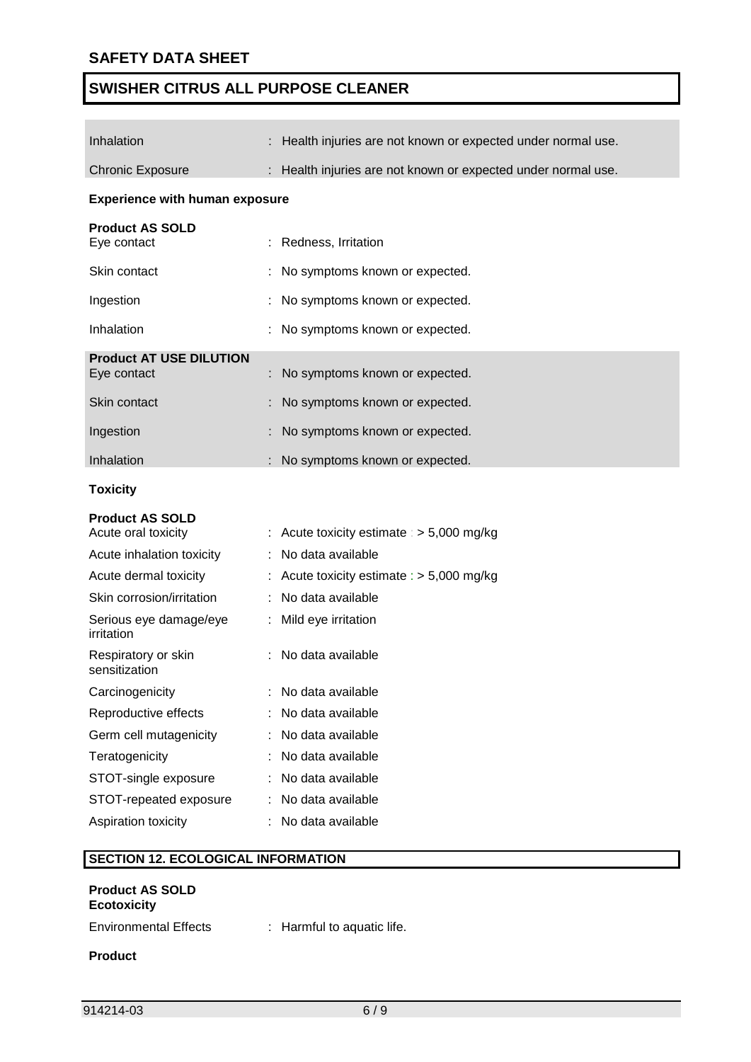| | |
|---|---|
| Inhalation | : Health injuries are not known or expected under normal use. |
| Chronic Exposure | : Health injuries are not known or expected under normal use. |

**Experience with human exposure**

**Product AS SOLD**

| | |
|---|---|
| Eye contact | : Redness, Irritation |
| Skin contact | : No symptoms known or expected. |
| Ingestion | : No symptoms known or expected. |
| Inhalation | : No symptoms known or expected. |

**Product AT USE DILUTION**

| | |
|---|---|
| Eye contact | : No symptoms known or expected. |
| Skin contact | : No symptoms known or expected. |
| Ingestion | : No symptoms known or expected. |
| Inhalation | : No symptoms known or expected. |

**Toxicity**

**Product AS SOLD**

| | |
|---|---|
| Acute oral toxicity | : Acute toxicity estimate : > 5,000 mg/kg |
| Acute inhalation toxicity | : No data available |
| Acute dermal toxicity | : Acute toxicity estimate : > 5,000 mg/kg |
| Skin corrosion/irritation | : No data available |
| Serious eye damage/eye irritation | : Mild eye irritation |
| Respiratory or skin sensitization | : No data available |
| Carcinogenicity | : No data available |
| Reproductive effects | : No data available |
| Germ cell mutagenicity | : No data available |
| Teratogenicity | : No data available |
| STOT-single exposure | : No data available |
| STOT-repeated exposure | : No data available |
| Aspiration toxicity | : No data available |

## SECTION 12. ECOLOGICAL INFORMATION

**Product AS SOLD**
**Ecotoxicity**

| | |
|---|---|
| Environmental Effects | : Harmful to aquatic life. |

**Product**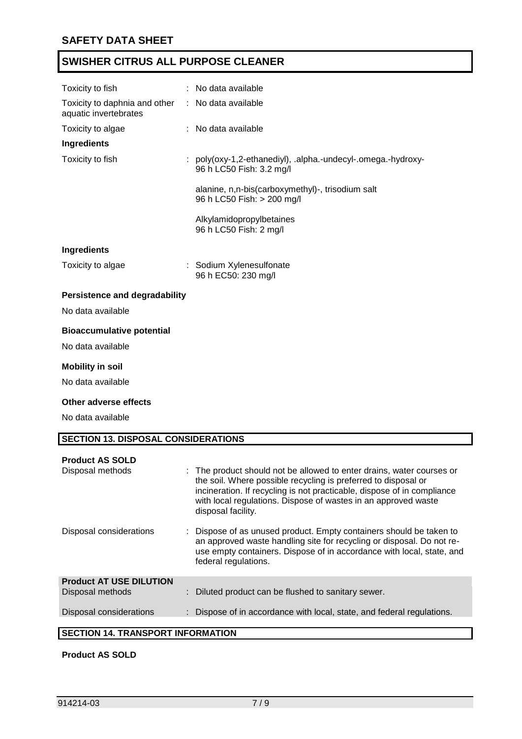| | | |
|---|---|---|
| Toxicity to fish | : | No data available |
| Toxicity to daphnia and other aquatic invertebrates | : | No data available |
| Toxicity to algae | : | No data available |

**Ingredients**

| | | |
|---|---|---|
| Toxicity to fish | : | poly(oxy-1,2-ethanediyl), .alpha.-undecyl-.omega.-hydroxy-<br>96 h LC50 Fish: 3.2 mg/l<br><br>alanine, n,n-bis(carboxymethyl)-, trisodium salt<br>96 h LC50 Fish: > 200 mg/l<br><br>Alkylamidopropylbetaines<br>96 h LC50 Fish: 2 mg/l |

**Ingredients**

| | | |
|---|---|---|
| Toxicity to algae | : | Sodium Xylenesulfonate<br>96 h EC50: 230 mg/l |

**Persistence and degradability**

No data available

**Bioaccumulative potential**

No data available

**Mobility in soil**

No data available

**Other adverse effects**

No data available

## SECTION 13. DISPOSAL CONSIDERATIONS

**Product AS SOLD**

| | | |
|---|---|---|
| Disposal methods | : | The product should not be allowed to enter drains, water courses or the soil. Where possible recycling is preferred to disposal or incineration. If recycling is not practicable, dispose of in compliance with local regulations. Dispose of wastes in an approved waste disposal facility. |
| Disposal considerations | : | Dispose of as unused product. Empty containers should be taken to an approved waste handling site for recycling or disposal. Do not re-use empty containers. Dispose of in accordance with local, state, and federal regulations. |

**Product AT USE DILUTION**

| | | |
|---|---|---|
| Disposal methods | : | Diluted product can be flushed to sanitary sewer. |
| Disposal considerations | : | Dispose of in accordance with local, state, and federal regulations. |

## SECTION 14. TRANSPORT INFORMATION

**Product AS SOLD**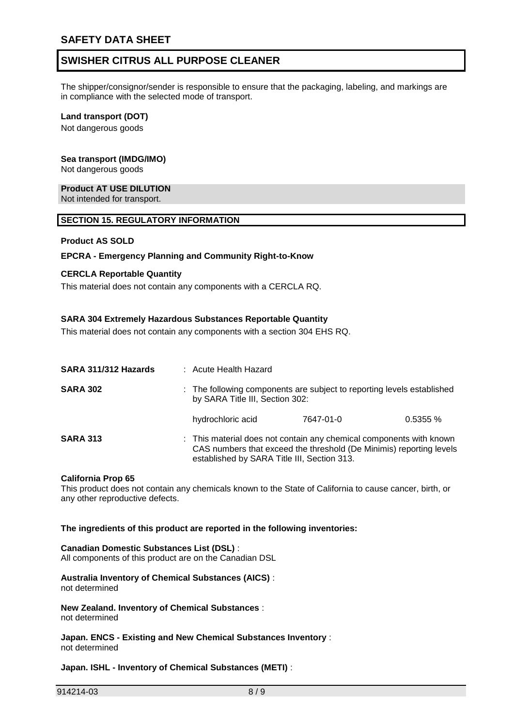The shipper/consignor/sender is responsible to ensure that the packaging, labeling, and markings are in compliance with the selected mode of transport.

**Land transport (DOT)**

Not dangerous goods

**Sea transport (IMDG/IMO)**

Not dangerous goods

**Product AT USE DILUTION**

Not intended for transport.

## SECTION 15. REGULATORY INFORMATION

**Product AS SOLD**

**EPCRA - Emergency Planning and Community Right-to-Know**

**CERCLA Reportable Quantity**

This material does not contain any components with a CERCLA RQ.

**SARA 304 Extremely Hazardous Substances Reportable Quantity**

This material does not contain any components with a section 304 EHS RQ.

**SARA 311/312 Hazards** : Acute Health Hazard

**SARA 302** : The following components are subject to reporting levels established by SARA Title III, Section 302:

| | | |
|---|---|---|
| hydrochloric acid | 7647-01-0 | 0.5355 % |

**SARA 313** : This material does not contain any chemical components with known CAS numbers that exceed the threshold (De Minimis) reporting levels established by SARA Title III, Section 313.

**California Prop 65**

This product does not contain any chemicals known to the State of California to cause cancer, birth, or any other reproductive defects.

**The ingredients of this product are reported in the following inventories:**

**Canadian Domestic Substances List (DSL)** :
All components of this product are on the Canadian DSL

**Australia Inventory of Chemical Substances (AICS)** :
not determined

**New Zealand. Inventory of Chemical Substances** :
not determined

**Japan. ENCS - Existing and New Chemical Substances Inventory** :
not determined

**Japan. ISHL - Inventory of Chemical Substances (METI)** :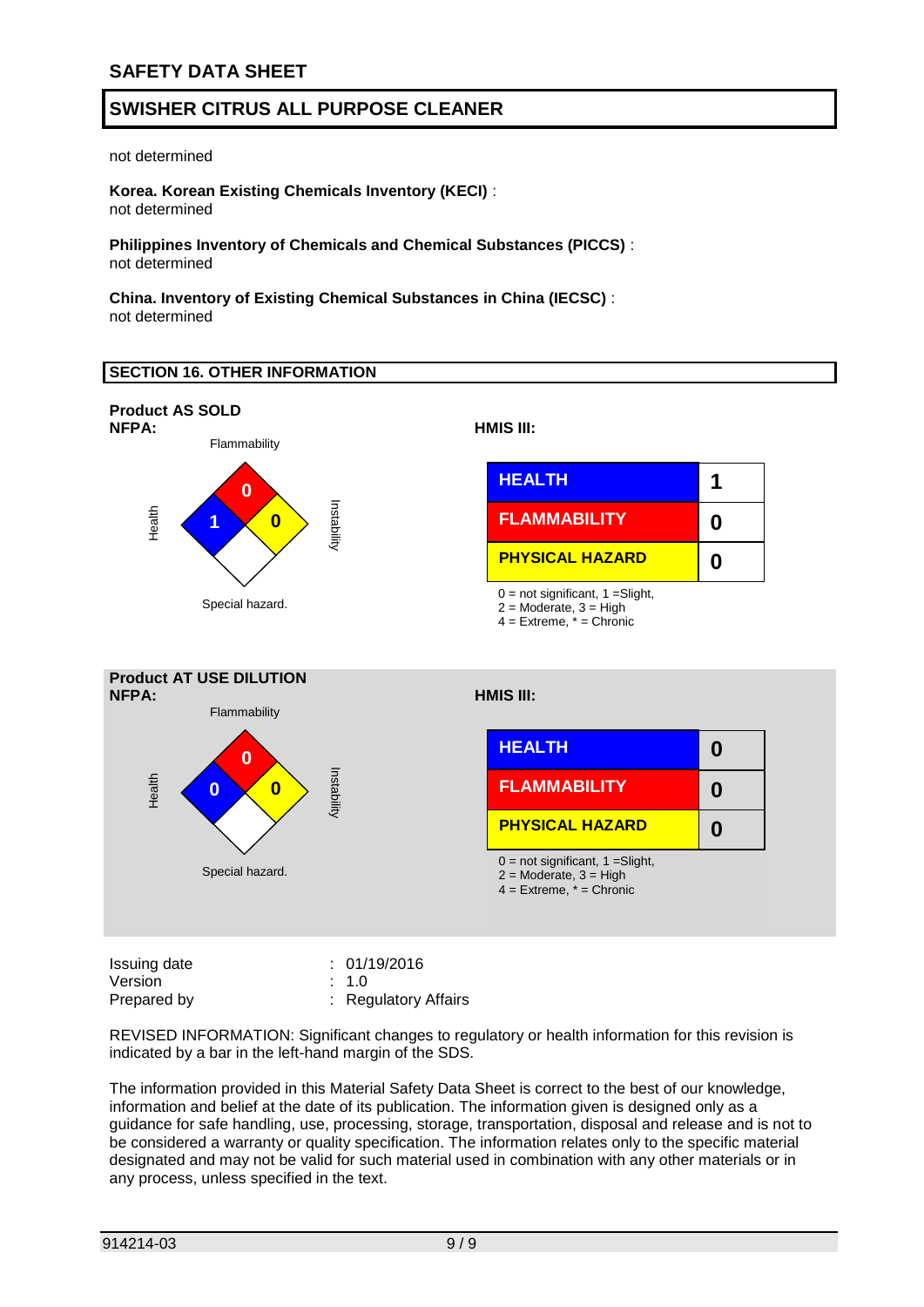not determined

**Korea. Korean Existing Chemicals Inventory (KECI)** :
not determined

**Philippines Inventory of Chemicals and Chemical Substances (PICCS)** :
not determined

**China. Inventory of Existing Chemical Substances in China (IECSC)** :
not determined

## SECTION 16. OTHER INFORMATION

**Product AS SOLD**

**NFPA:**

Flammability

0

Health

1

0

Instability

Special hazard.

**HMIS III:**

| | |
|---|---|
| HEALTH | 1 |
| FLAMMABILITY | 0 |
| PHYSICAL HAZARD | 0 |

0 = not significant, 1 =Slight,
2 = Moderate, 3 = High
4 = Extreme, * = Chronic

**Product AT USE DILUTION**

**NFPA:**

Flammability

0

Health

0

0

Instability

Special hazard.

**HMIS III:**

| | |
|---|---|
| HEALTH | 0 |
| FLAMMABILITY | 0 |
| PHYSICAL HAZARD | 0 |

0 = not significant, 1 =Slight,
2 = Moderate, 3 = High
4 = Extreme, * = Chronic

| | |
|---|---|
| Issuing date | : 01/19/2016 |
| Version | : 1.0 |
| Prepared by | : Regulatory Affairs |

REVISED INFORMATION: Significant changes to regulatory or health information for this revision is indicated by a bar in the left-hand margin of the SDS.

The information provided in this Material Safety Data Sheet is correct to the best of our knowledge, information and belief at the date of its publication. The information given is designed only as a guidance for safe handling, use, processing, storage, transportation, disposal and release and is not to be considered a warranty or quality specification. The information relates only to the specific material designated and may not be valid for such material used in combination with any other materials or in any process, unless specified in the text.